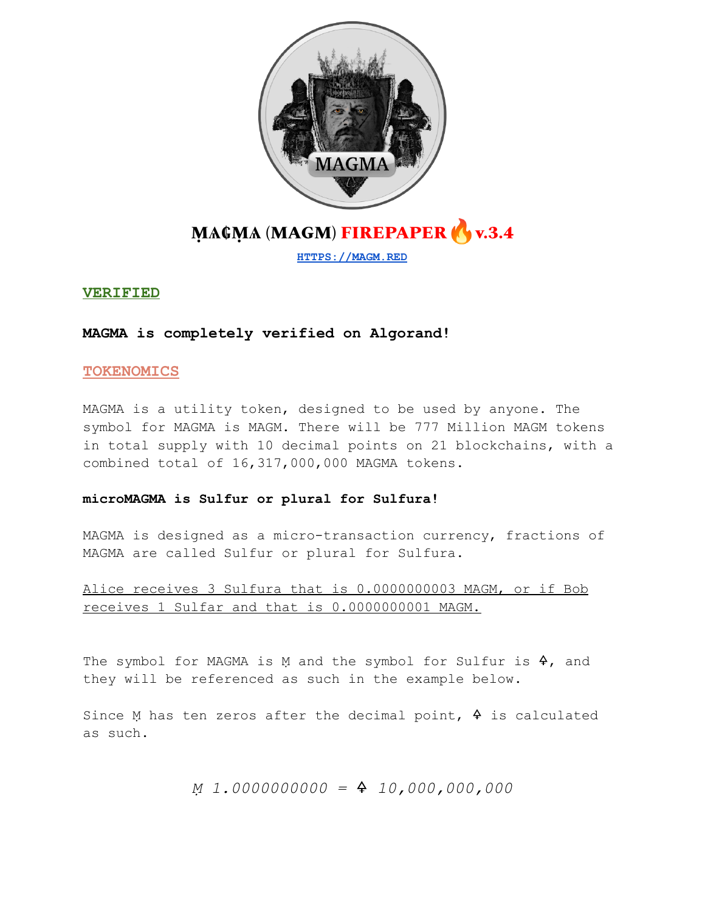# ṂAȻṂA (MAGM) FIREPAPER 🔥 v.3.4

**HTTPS://MAGM.RED**

## VERIFIED

**MAGMA is completely verified on Algorand!**

## TOKENOMICS

MAGMA is a utility token, designed to be used by anyone. The symbol for MAGMA is MAGM. There will be 777 Million MAGM tokens in total supply with 10 decimal points on 21 blockchains, with a combined total of 16,317,000,000 MAGMA tokens.

**microMAGMA is Sulfur or plural for Sulfura!**

MAGMA is designed as a micro-transaction currency, fractions of MAGMA are called Sulfur or plural for Sulfura.

Alice receives 3 Sulfura that is 0.0000000003 MAGM, or if Bob receives 1 Sulfar and that is 0.0000000001 MAGM.

The symbol for MAGMA is Ṃ and the symbol for Sulfur is 🜍, and they will be referenced as such in the example below.

Since Ṃ has ten zeros after the decimal point, 🜍 is calculated as such.

*Ṃ 1.0000000000 = 🜍 10,000,000,000*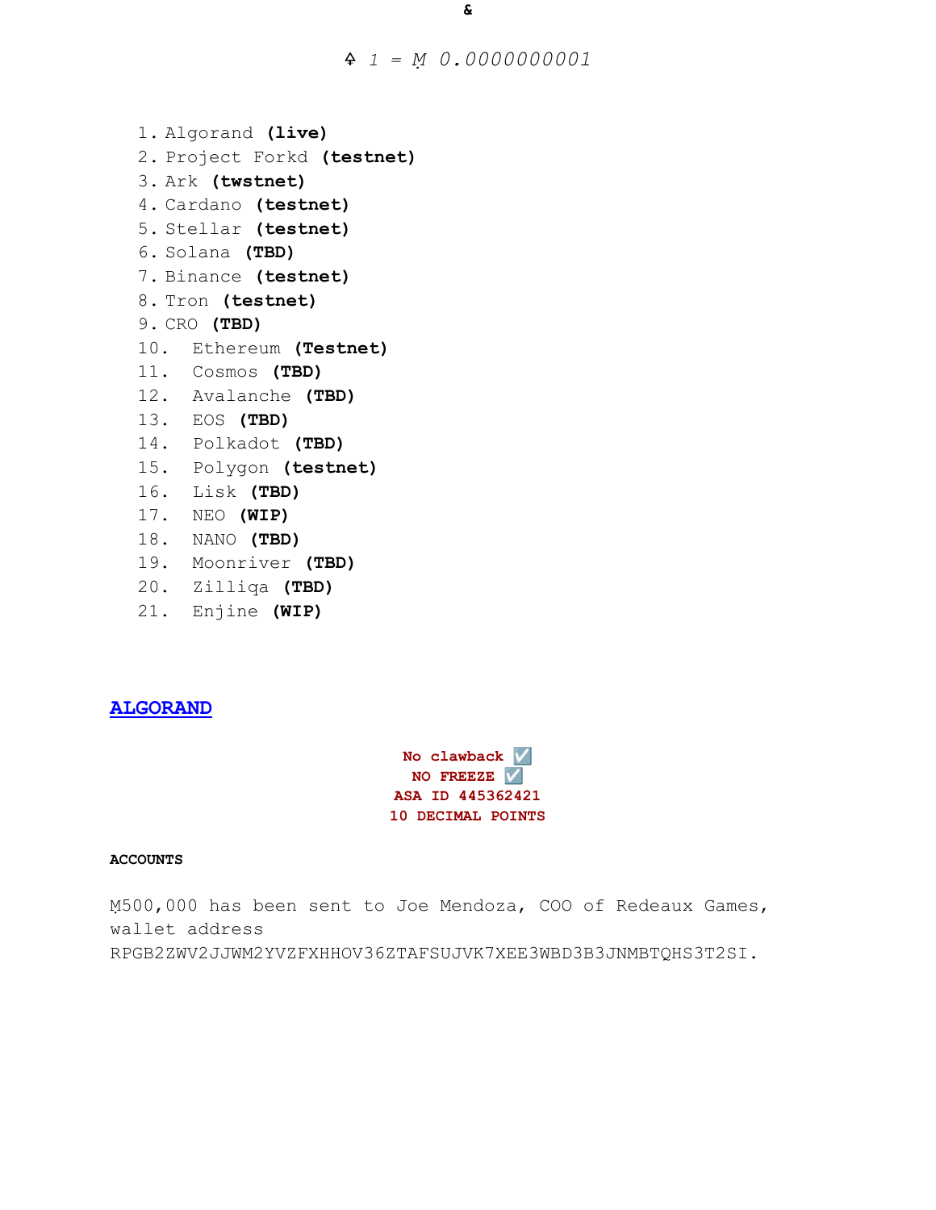&

₳ 1 = Ṃ 0.0000000001

1. Algorand **(live)**
2. Project Forkd **(testnet)**
3. Ark **(twstnet)**
4. Cardano **(testnet)**
5. Stellar **(testnet)**
6. Solana **(TBD)**
7. Binance **(testnet)**
8. Tron **(testnet)**
9. CRO **(TBD)**
10. Ethereum **(Testnet)**
11. Cosmos **(TBD)**
12. Avalanche **(TBD)**
13. EOS **(TBD)**
14. Polkadot **(TBD)**
15. Polygon **(testnet)**
16. Lisk **(TBD)**
17. NEO **(WIP)**
18. NANO **(TBD)**
19. Moonriver **(TBD)**
20. Zilliqa **(TBD)**
21. Enjine **(WIP)**

## ALGORAND

**No clawback** ☑️
**NO FREEZE** ☑️
**ASA ID 445362421**
**10 DECIMAL POINTS**

**ACCOUNTS**

Ṃ500,000 has been sent to Joe Mendoza, COO of Redeaux Games, wallet address RPGB2ZWV2JJWM2YVZFXHHOV36ZTAFSUJVK7XEE3WBD3B3JNMBTQHS3T2SI.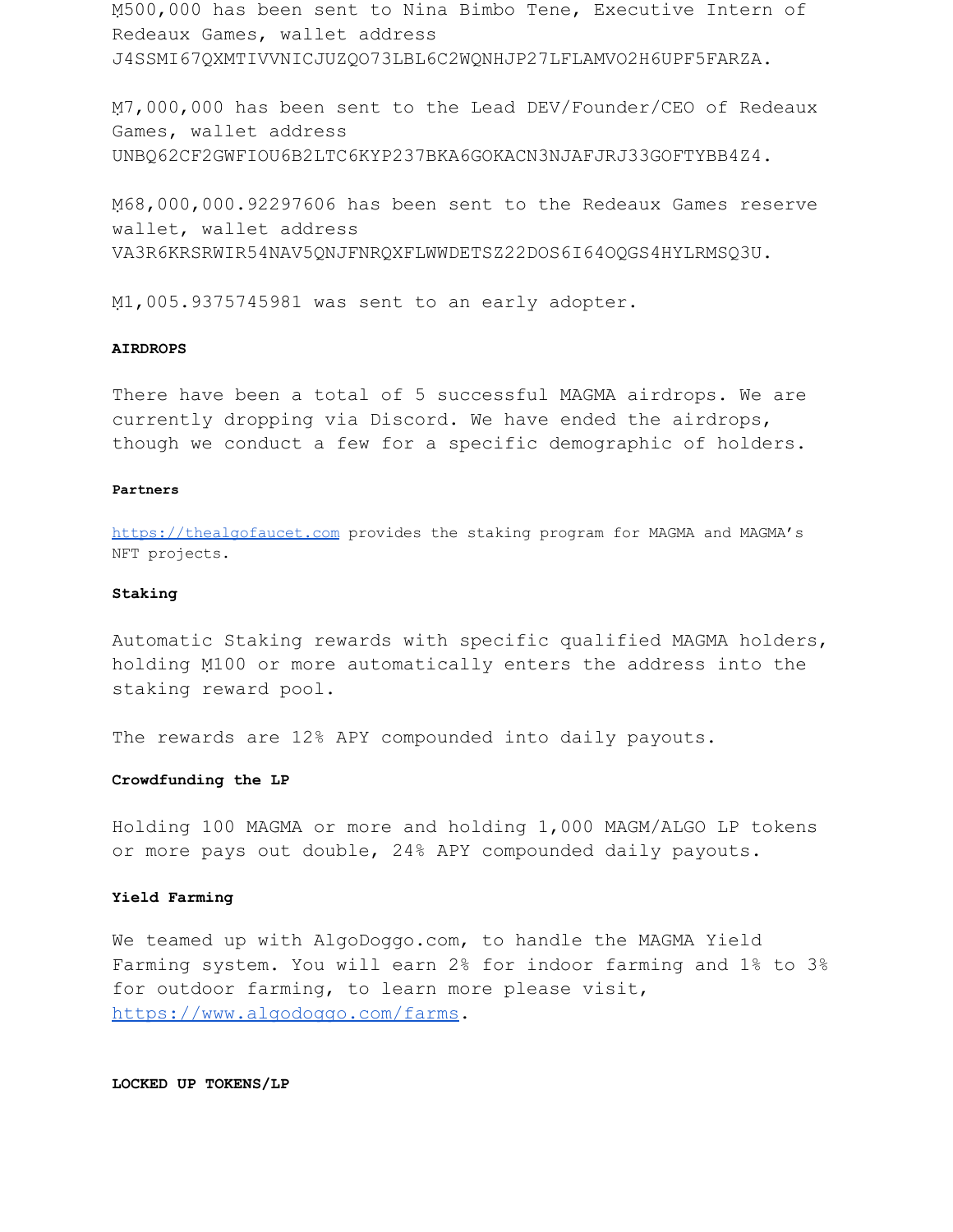Ṃ500,000 has been sent to Nina Bimbo Tene, Executive Intern of Redeaux Games, wallet address J4SSMI67QXMTIVVNICJUZQO73LBL6C2WQNHJP27LFLAMVO2H6UPF5FARZA.

Ṃ7,000,000 has been sent to the Lead DEV/Founder/CEO of Redeaux Games, wallet address UNBQ62CF2GWFIOU6B2LTC6KYP237BKA6GOKACN3NJAFJRJ33GOFTYBB4Z4.

Ṃ68,000,000.92297606 has been sent to the Redeaux Games reserve wallet, wallet address VA3R6KRSRWIR54NAV5QNJFNRQXFLWWDETSZ22DOS6I64OQGS4HYLRMSQ3U.

Ṃ1,005.9375745981 was sent to an early adopter.

**AIRDROPS**

There have been a total of 5 successful MAGMA airdrops. We are currently dropping via Discord. We have ended the airdrops, though we conduct a few for a specific demographic of holders.

**Partners**

https://thealgofaucet.com provides the staking program for MAGMA and MAGMA's NFT projects.

**Staking**

Automatic Staking rewards with specific qualified MAGMA holders, holding Ṃ100 or more automatically enters the address into the staking reward pool.

The rewards are 12% APY compounded into daily payouts.

**Crowdfunding the LP**

Holding 100 MAGMA or more and holding 1,000 MAGM/ALGO LP tokens or more pays out double, 24% APY compounded daily payouts.

**Yield Farming**

We teamed up with AlgoDoggo.com, to handle the MAGMA Yield Farming system. You will earn 2% for indoor farming and 1% to 3% for outdoor farming, to learn more please visit, https://www.algodoggo.com/farms.

**LOCKED UP TOKENS/LP**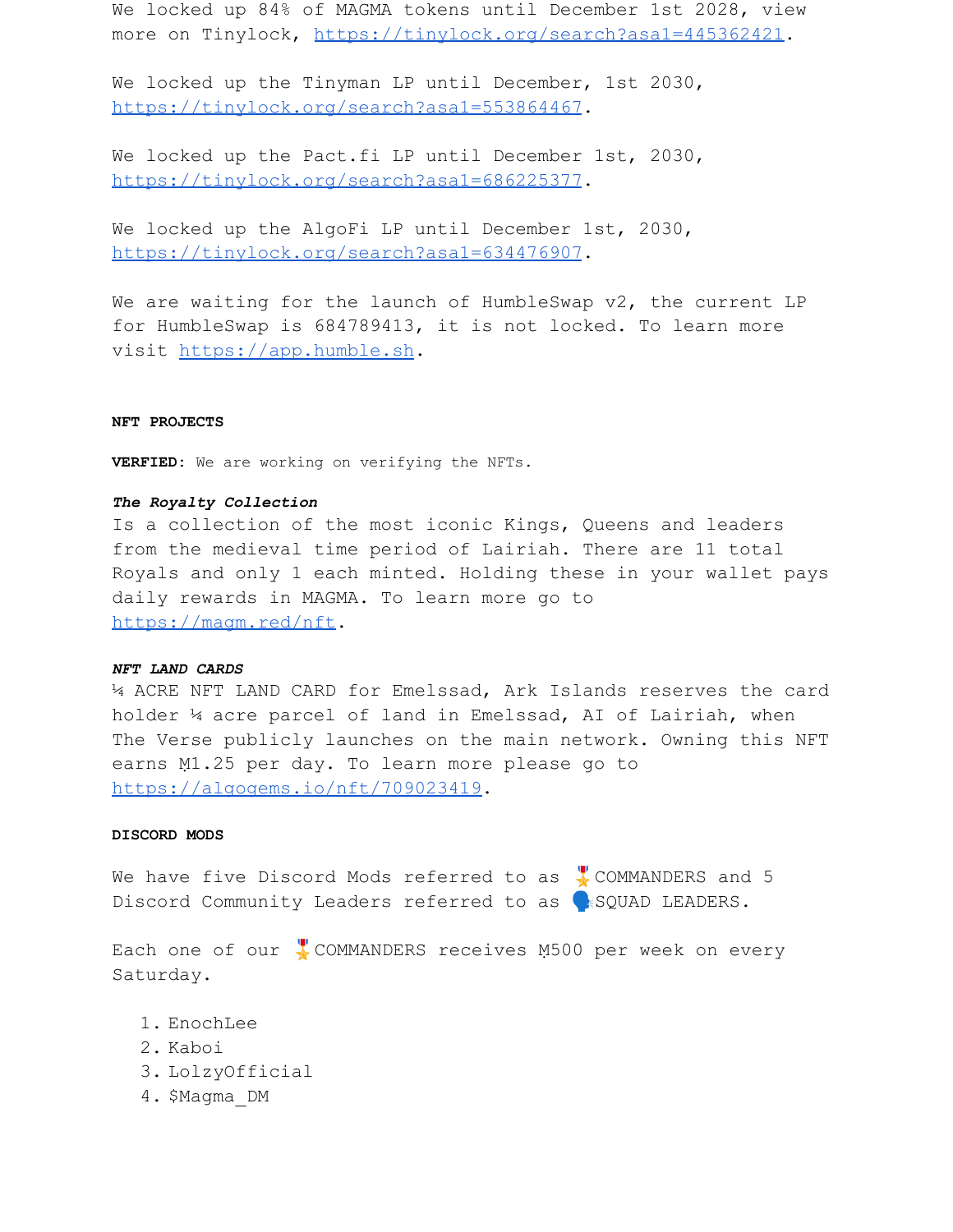We locked up 84% of MAGMA tokens until December 1st 2028, view more on Tinylock, https://tinylock.org/search?asa1=445362421.

We locked up the Tinyman LP until December, 1st 2030, https://tinylock.org/search?asa1=553864467.

We locked up the Pact.fi LP until December 1st, 2030, https://tinylock.org/search?asa1=686225377.

We locked up the AlgoFi LP until December 1st, 2030, https://tinylock.org/search?asa1=634476907.

We are waiting for the launch of HumbleSwap v2, the current LP for HumbleSwap is 684789413, it is not locked. To learn more visit https://app.humble.sh.

**NFT PROJECTS**

**VERFIED:** We are working on verifying the NFTs.

***The Royalty Collection***
Is a collection of the most iconic Kings, Queens and leaders from the medieval time period of Lairiah. There are 11 total Royals and only 1 each minted. Holding these in your wallet pays daily rewards in MAGMA. To learn more go to https://magm.red/nft.

***NFT LAND CARDS***
¼ ACRE NFT LAND CARD for Emelssad, Ark Islands reserves the card holder ¼ acre parcel of land in Emelssad, AI of Lairiah, when The Verse publicly launches on the main network. Owning this NFT earns Ṃ1.25 per day. To learn more please go to https://algogems.io/nft/709023419.

**DISCORD MODS**

We have five Discord Mods referred to as 🎖️COMMANDERS and 5 Discord Community Leaders referred to as 🗣️SQUAD LEADERS.

Each one of our 🎖️COMMANDERS receives Ṃ500 per week on every Saturday.

1. EnochLee
2. Kaboi
3. LolzyOfficial
4. $Magma_DM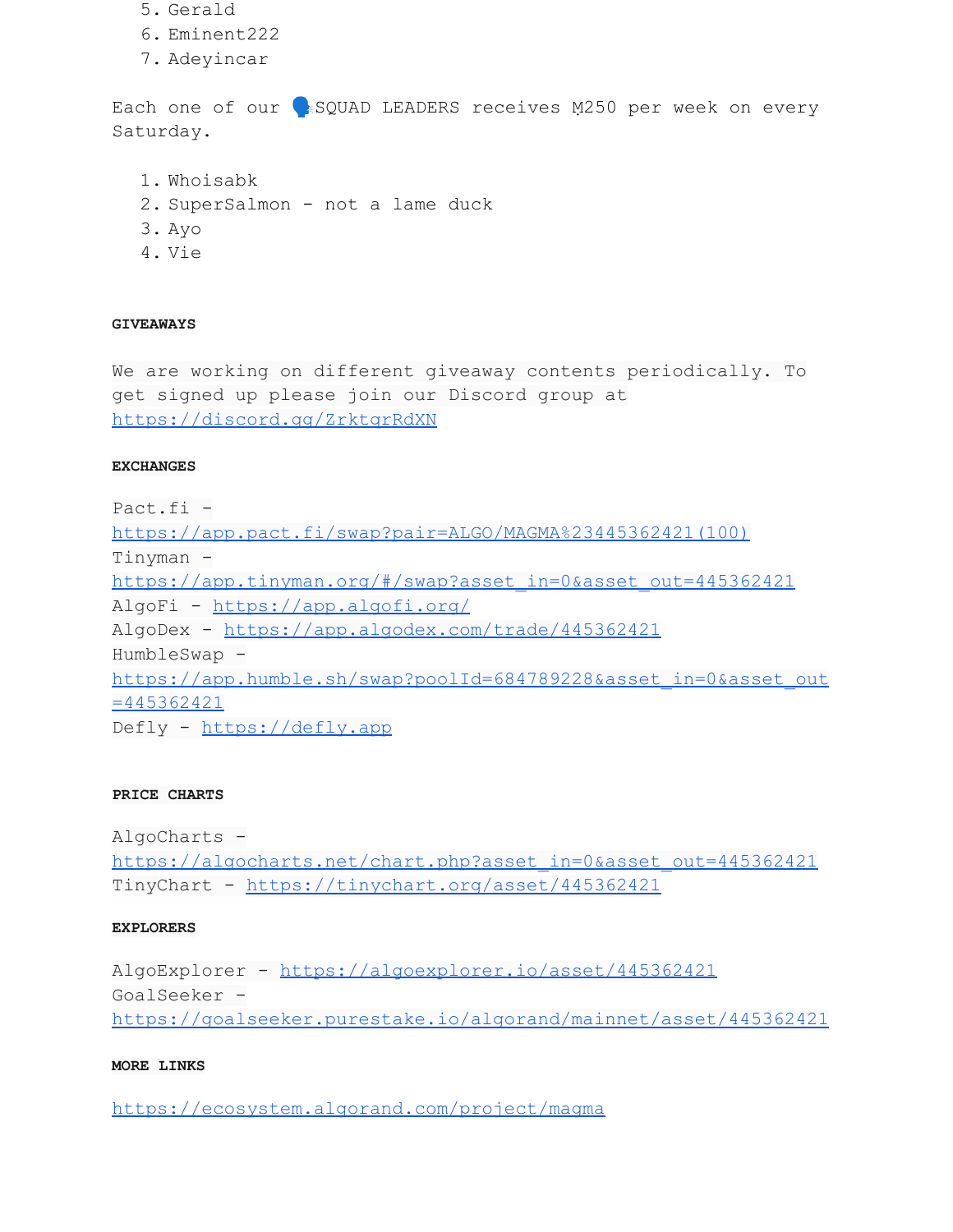5. Gerald
6. Eminent222
7. Adeyincar

Each one of our 🗣️SQUAD LEADERS receives Ṃ250 per week on every Saturday.

1. Whoisabk
2. SuperSalmon - not a lame duck
3. Ayo
4. Vie

**GIVEAWAYS**

We are working on different giveaway contents periodically. To get signed up please join our Discord group at https://discord.gg/ZrktgrRdXN

**EXCHANGES**

Pact.fi - https://app.pact.fi/swap?pair=ALGO/MAGMA%23445362421(100)
Tinyman - https://app.tinyman.org/#/swap?asset_in=0&asset_out=445362421
AlgoFi - https://app.algofi.org/
AlgoDex - https://app.algodex.com/trade/445362421
HumbleSwap - https://app.humble.sh/swap?poolId=684789228&asset_in=0&asset_out=445362421
Defly - https://defly.app

**PRICE CHARTS**

AlgoCharts - https://algocharts.net/chart.php?asset_in=0&asset_out=445362421
TinyChart - https://tinychart.org/asset/445362421

**EXPLORERS**

AlgoExplorer - https://algoexplorer.io/asset/445362421
GoalSeeker - https://goalseeker.purestake.io/algorand/mainnet/asset/445362421

**MORE LINKS**

https://ecosystem.algorand.com/project/magma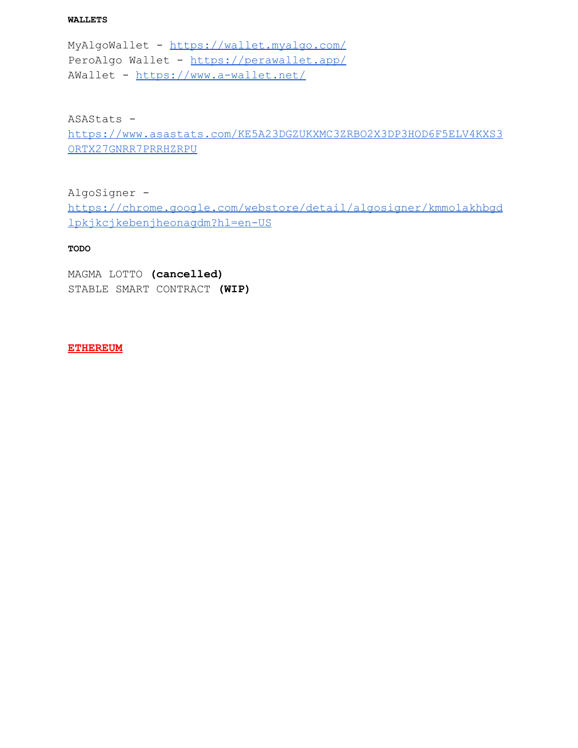**WALLETS**

MyAlgoWallet - https://wallet.myalgo.com/
PeroAlgo Wallet - https://perawallet.app/
AWallet - https://www.a-wallet.net/

ASAStats - https://www.asastats.com/KE5A23DGZUKXMC3ZRBO2X3DP3HOD6F5ELV4KXS3ORTX27GNRR7PRRHZRPU

AlgoSigner - https://chrome.google.com/webstore/detail/algosigner/kmmolakhbgdlpkjkcjkebenjheonagdm?hl=en-US

**TODO**

MAGMA LOTTO **(cancelled)**
STABLE SMART CONTRACT **(WIP)**

**ETHEREUM**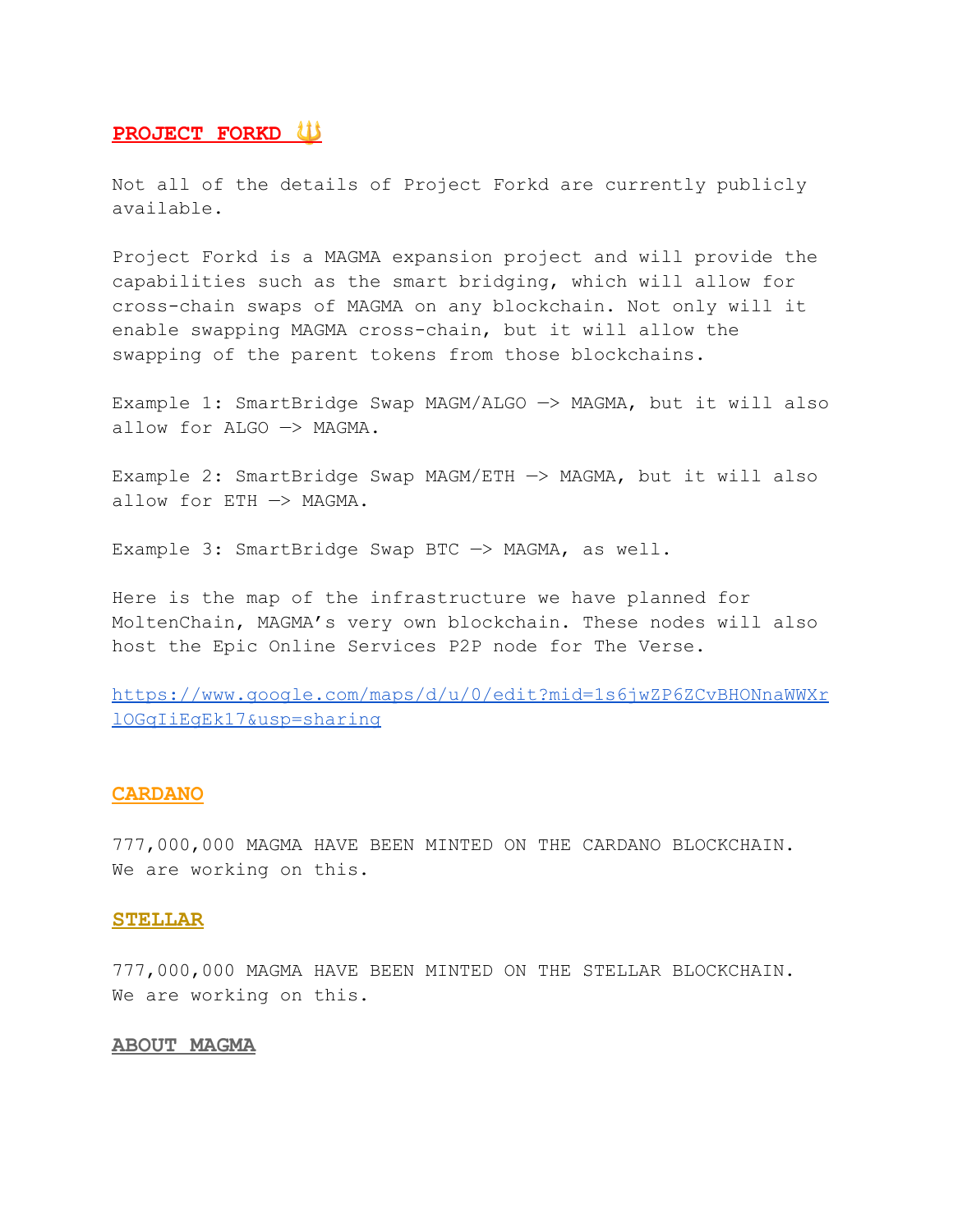## PROJECT FORKD 🔱

Not all of the details of Project Forkd are currently publicly available.

Project Forkd is a MAGMA expansion project and will provide the capabilities such as the smart bridging, which will allow for cross-chain swaps of MAGMA on any blockchain. Not only will it enable swapping MAGMA cross-chain, but it will allow the swapping of the parent tokens from those blockchains.

Example 1: SmartBridge Swap MAGM/ALGO —> MAGMA, but it will also allow for ALGO —> MAGMA.

Example 2: SmartBridge Swap MAGM/ETH —> MAGMA, but it will also allow for ETH —> MAGMA.

Example 3: SmartBridge Swap BTC —> MAGMA, as well.

Here is the map of the infrastructure we have planned for MoltenChain, MAGMA's very own blockchain. These nodes will also host the Epic Online Services P2P node for The Verse.

https://www.google.com/maps/d/u/0/edit?mid=1s6jwZP6ZCvBHONnaWWXrlOGqIiEgEk17&usp=sharing

## CARDANO

777,000,000 MAGMA HAVE BEEN MINTED ON THE CARDANO BLOCKCHAIN. We are working on this.

## STELLAR

777,000,000 MAGMA HAVE BEEN MINTED ON THE STELLAR BLOCKCHAIN. We are working on this.

## ABOUT MAGMA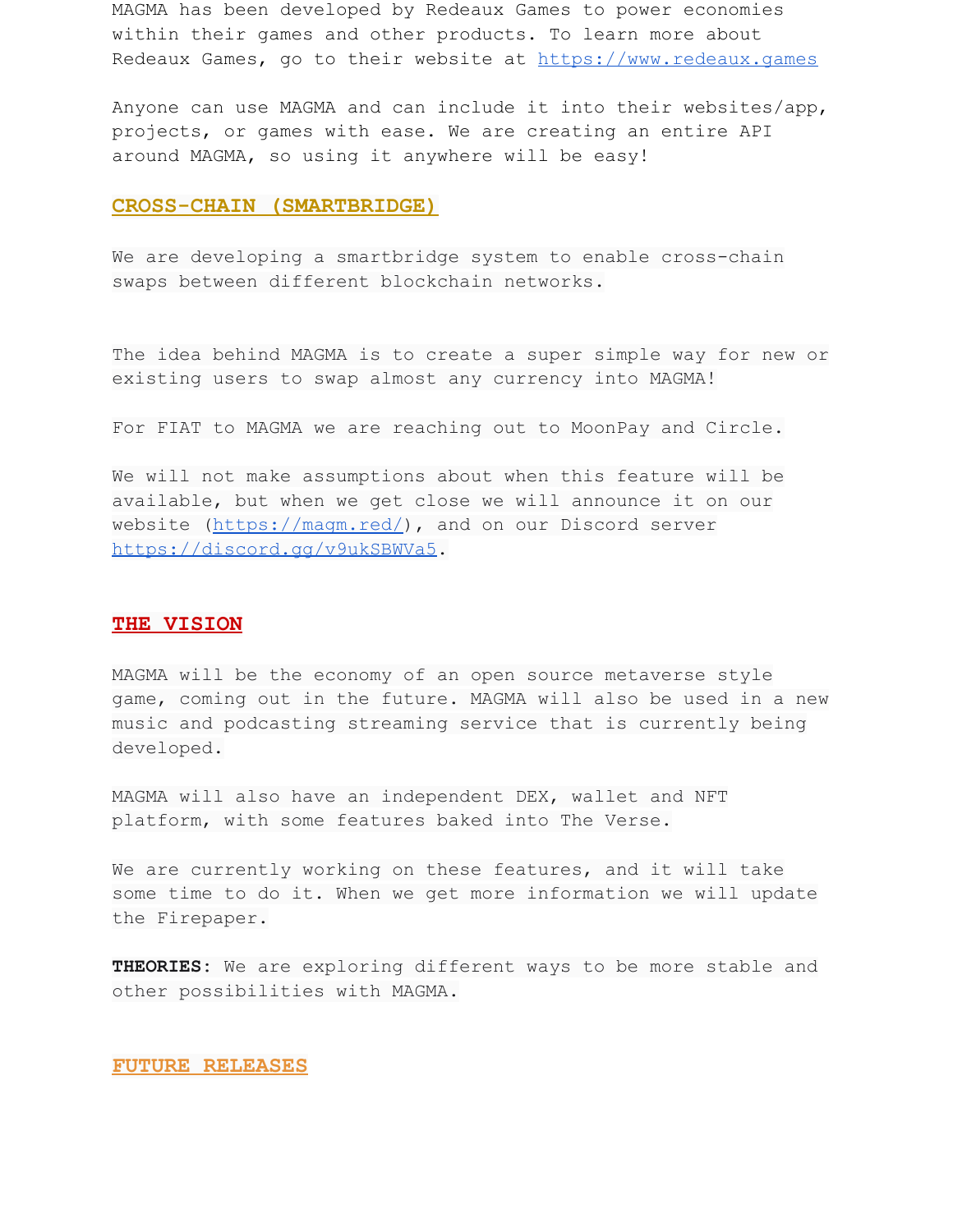MAGMA has been developed by Redeaux Games to power economies within their games and other products. To learn more about Redeaux Games, go to their website at [https://www.redeaux.games](https://www.redeaux.games)

Anyone can use MAGMA and can include it into their websites/app, projects, or games with ease. We are creating an entire API around MAGMA, so using it anywhere will be easy!

## CROSS-CHAIN (SMARTBRIDGE)

We are developing a smartbridge system to enable cross-chain swaps between different blockchain networks.

The idea behind MAGMA is to create a super simple way for new or existing users to swap almost any currency into MAGMA!

For FIAT to MAGMA we are reaching out to MoonPay and Circle.

We will not make assumptions about when this feature will be available, but when we get close we will announce it on our website ([https://magm.red/](https://magm.red/)), and on our Discord server [https://discord.gg/v9ukSBWVa5](https://discord.gg/v9ukSBWVa5).

## THE VISION

MAGMA will be the economy of an open source metaverse style game, coming out in the future. MAGMA will also be used in a new music and podcasting streaming service that is currently being developed.

MAGMA will also have an independent DEX, wallet and NFT platform, with some features baked into The Verse.

We are currently working on these features, and it will take some time to do it. When we get more information we will update the Firepaper.

**THEORIES:** We are exploring different ways to be more stable and other possibilities with MAGMA.

## FUTURE RELEASES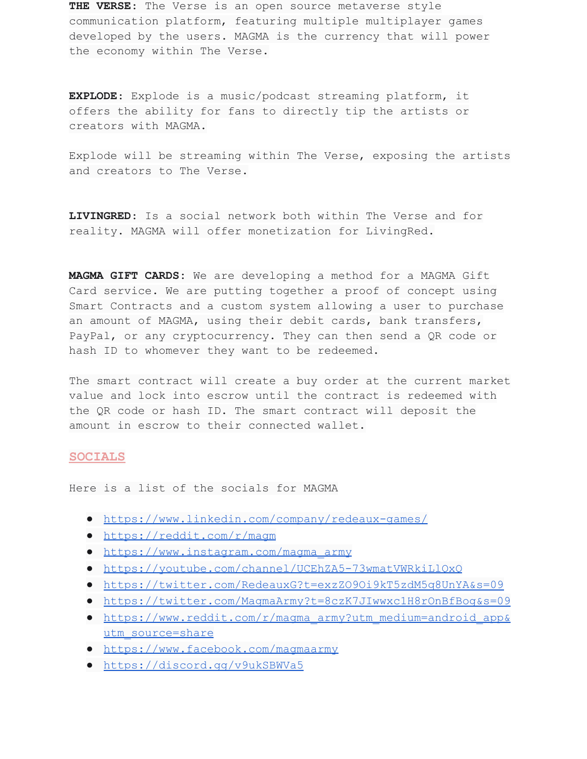**THE VERSE:** The Verse is an open source metaverse style communication platform, featuring multiple multiplayer games developed by the users. MAGMA is the currency that will power the economy within The Verse.

**EXPLODE:** Explode is a music/podcast streaming platform, it offers the ability for fans to directly tip the artists or creators with MAGMA.

Explode will be streaming within The Verse, exposing the artists and creators to The Verse.

**LIVINGRED:** Is a social network both within The Verse and for reality. MAGMA will offer monetization for LivingRed.

**MAGMA GIFT CARDS:** We are developing a method for a MAGMA Gift Card service. We are putting together a proof of concept using Smart Contracts and a custom system allowing a user to purchase an amount of MAGMA, using their debit cards, bank transfers, PayPal, or any cryptocurrency. They can then send a QR code or hash ID to whomever they want to be redeemed.

The smart contract will create a buy order at the current market value and lock into escrow until the contract is redeemed with the QR code or hash ID. The smart contract will deposit the amount in escrow to their connected wallet.

## SOCIALS

Here is a list of the socials for MAGMA

- https://www.linkedin.com/company/redeaux-games/
- https://reddit.com/r/magm
- https://www.instagram.com/magma_army
- https://youtube.com/channel/UCEhZA5-73wmatVWRkiLlQxQ
- https://twitter.com/RedeauxG?t=exzZO9Oi9kT5zdM5q8UnYA&s=09
- https://twitter.com/MagmaArmy?t=8czK7JIwwxc1H8rOnBfBog&s=09
- https://www.reddit.com/r/magma_army?utm_medium=android_app&utm_source=share
- https://www.facebook.com/magmaarmy
- https://discord.gg/v9ukSBWVa5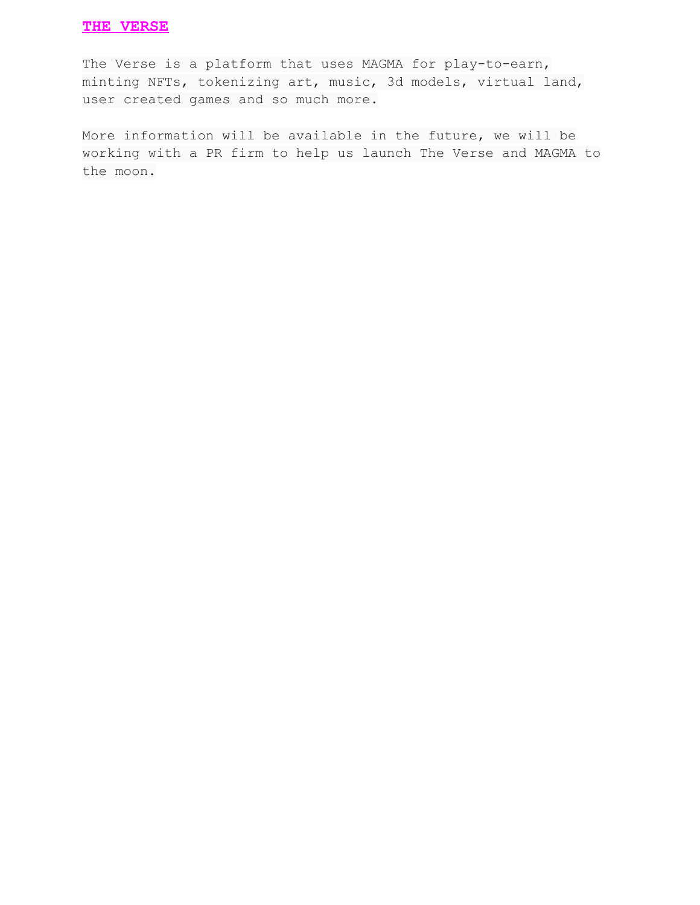## THE VERSE

The Verse is a platform that uses MAGMA for play-to-earn, minting NFTs, tokenizing art, music, 3d models, virtual land, user created games and so much more.

More information will be available in the future, we will be working with a PR firm to help us launch The Verse and MAGMA to the moon.